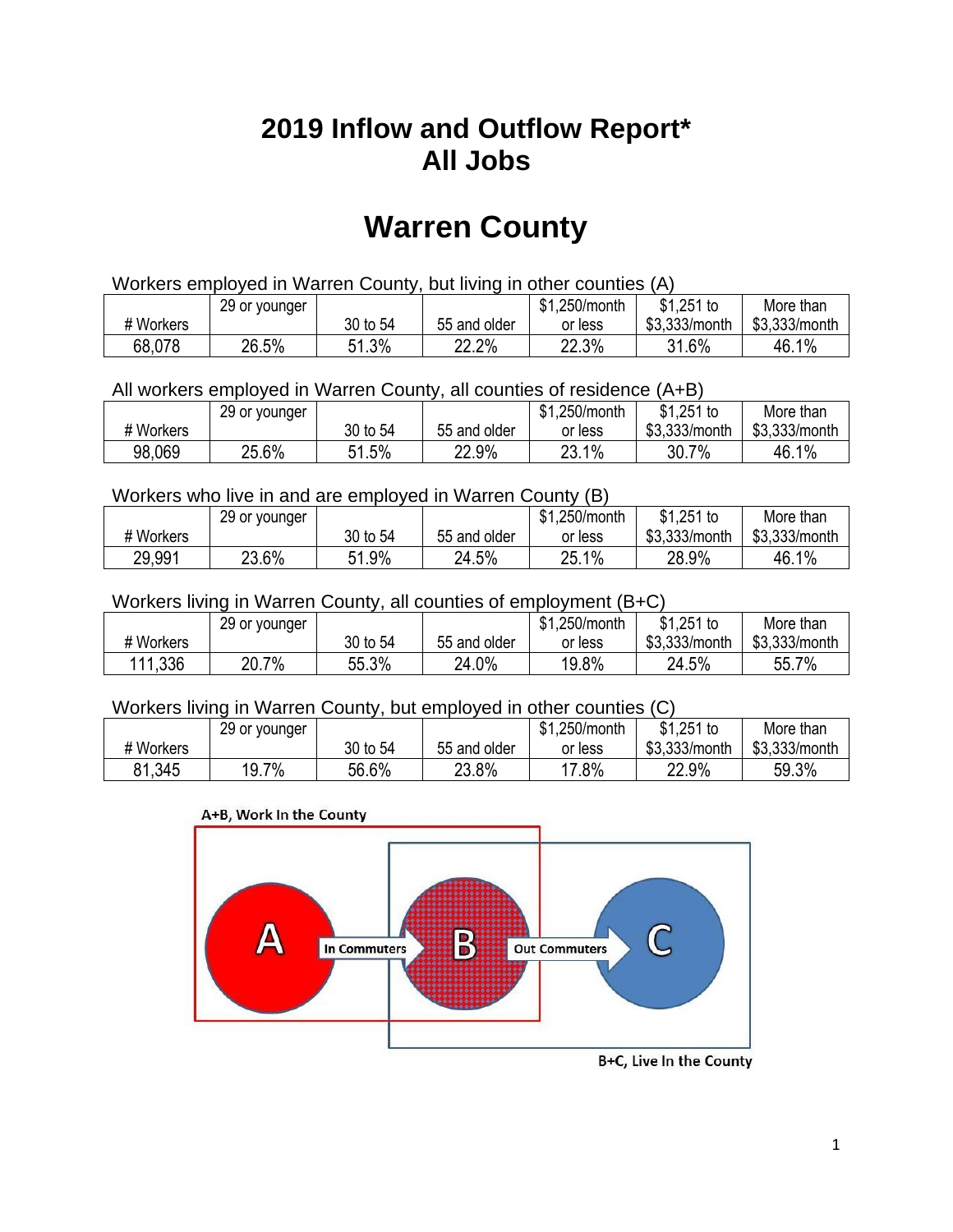# 2019 Inflow and Outflow Report*
# All Jobs

# Warren County

Workers employed in Warren County, but living in other counties (A)

| # Workers | 29 or younger | 30 to 54 | 55 and older | $1,250/month or less | $1,251 to $3,333/month | More than $3,333/month |
|---|---|---|---|---|---|---|
| 68,078 | 26.5% | 51.3% | 22.2% | 22.3% | 31.6% | 46.1% |

All workers employed in Warren County, all counties of residence (A+B)

| # Workers | 29 or younger | 30 to 54 | 55 and older | $1,250/month or less | $1,251 to $3,333/month | More than $3,333/month |
|---|---|---|---|---|---|---|
| 98,069 | 25.6% | 51.5% | 22.9% | 23.1% | 30.7% | 46.1% |

Workers who live in and are employed in Warren County (B)

| # Workers | 29 or younger | 30 to 54 | 55 and older | $1,250/month or less | $1,251 to $3,333/month | More than $3,333/month |
|---|---|---|---|---|---|---|
| 29,991 | 23.6% | 51.9% | 24.5% | 25.1% | 28.9% | 46.1% |

Workers living in Warren County, all counties of employment (B+C)

| # Workers | 29 or younger | 30 to 54 | 55 and older | $1,250/month or less | $1,251 to $3,333/month | More than $3,333/month |
|---|---|---|---|---|---|---|
| 111,336 | 20.7% | 55.3% | 24.0% | 19.8% | 24.5% | 55.7% |

Workers living in Warren County, but employed in other counties (C)

| # Workers | 29 or younger | 30 to 54 | 55 and older | $1,250/month or less | $1,251 to $3,333/month | More than $3,333/month |
|---|---|---|---|---|---|---|
| 81,345 | 19.7% | 56.6% | 23.8% | 17.8% | 22.9% | 59.3% |

A+B, Work In the County

A — In Commuters → B — Out Commuters → C

B+C, Live In the County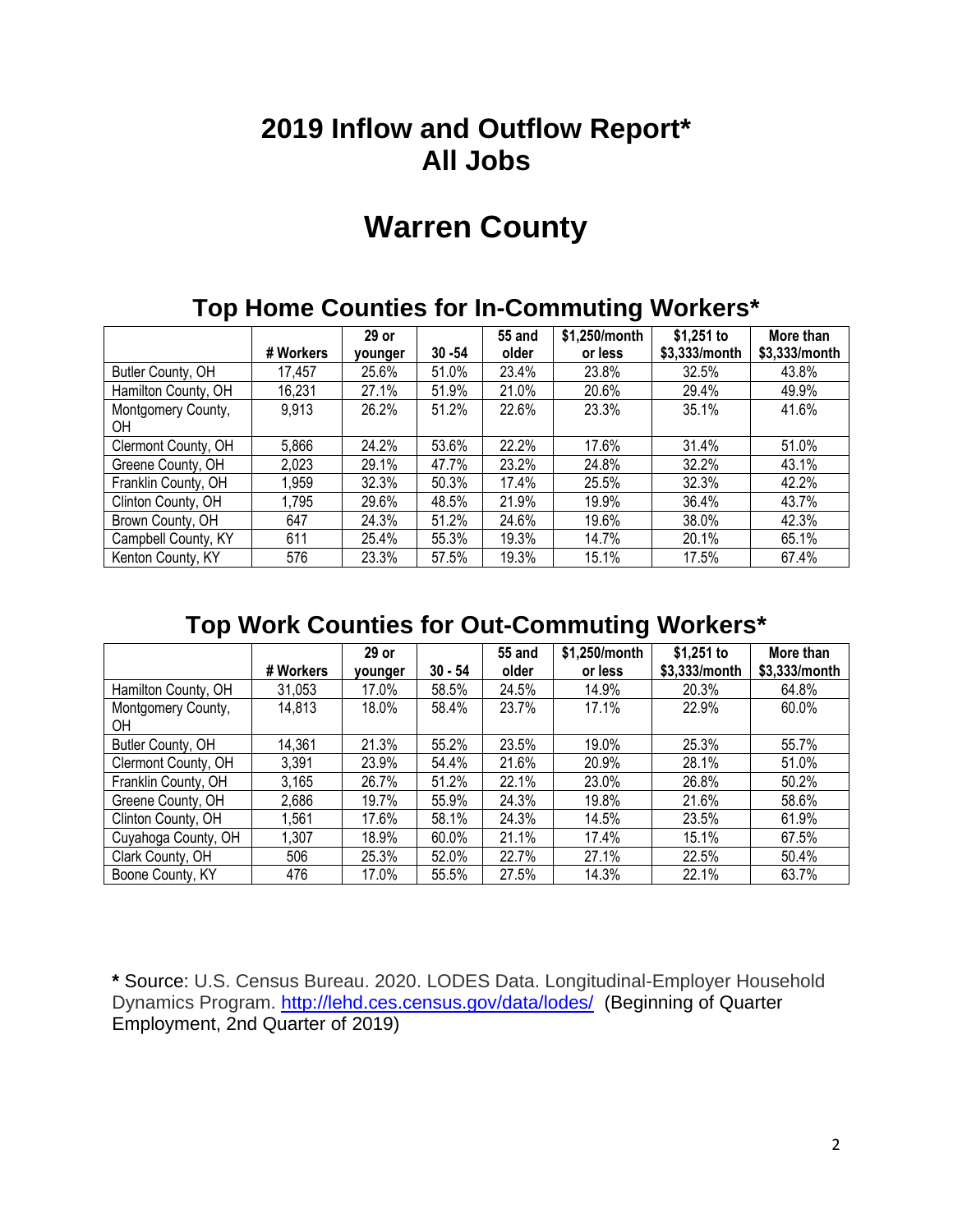# 2019 Inflow and Outflow Report*
# All Jobs

# Warren County

## Top Home Counties for In-Commuting Workers*

| | # Workers | 29 or younger | 30 -54 | 55 and older | $1,250/month or less | $1,251 to $3,333/month | More than $3,333/month |
|---|---|---|---|---|---|---|---|
| Butler County, OH | 17,457 | 25.6% | 51.0% | 23.4% | 23.8% | 32.5% | 43.8% |
| Hamilton County, OH | 16,231 | 27.1% | 51.9% | 21.0% | 20.6% | 29.4% | 49.9% |
| Montgomery County, OH | 9,913 | 26.2% | 51.2% | 22.6% | 23.3% | 35.1% | 41.6% |
| Clermont County, OH | 5,866 | 24.2% | 53.6% | 22.2% | 17.6% | 31.4% | 51.0% |
| Greene County, OH | 2,023 | 29.1% | 47.7% | 23.2% | 24.8% | 32.2% | 43.1% |
| Franklin County, OH | 1,959 | 32.3% | 50.3% | 17.4% | 25.5% | 32.3% | 42.2% |
| Clinton County, OH | 1,795 | 29.6% | 48.5% | 21.9% | 19.9% | 36.4% | 43.7% |
| Brown County, OH | 647 | 24.3% | 51.2% | 24.6% | 19.6% | 38.0% | 42.3% |
| Campbell County, KY | 611 | 25.4% | 55.3% | 19.3% | 14.7% | 20.1% | 65.1% |
| Kenton County, KY | 576 | 23.3% | 57.5% | 19.3% | 15.1% | 17.5% | 67.4% |

## Top Work Counties for Out-Commuting Workers*

| | # Workers | 29 or younger | 30 - 54 | 55 and older | $1,250/month or less | $1,251 to $3,333/month | More than $3,333/month |
|---|---|---|---|---|---|---|---|
| Hamilton County, OH | 31,053 | 17.0% | 58.5% | 24.5% | 14.9% | 20.3% | 64.8% |
| Montgomery County, OH | 14,813 | 18.0% | 58.4% | 23.7% | 17.1% | 22.9% | 60.0% |
| Butler County, OH | 14,361 | 21.3% | 55.2% | 23.5% | 19.0% | 25.3% | 55.7% |
| Clermont County, OH | 3,391 | 23.9% | 54.4% | 21.6% | 20.9% | 28.1% | 51.0% |
| Franklin County, OH | 3,165 | 26.7% | 51.2% | 22.1% | 23.0% | 26.8% | 50.2% |
| Greene County, OH | 2,686 | 19.7% | 55.9% | 24.3% | 19.8% | 21.6% | 58.6% |
| Clinton County, OH | 1,561 | 17.6% | 58.1% | 24.3% | 14.5% | 23.5% | 61.9% |
| Cuyahoga County, OH | 1,307 | 18.9% | 60.0% | 21.1% | 17.4% | 15.1% | 67.5% |
| Clark County, OH | 506 | 25.3% | 52.0% | 22.7% | 27.1% | 22.5% | 50.4% |
| Boone County, KY | 476 | 17.0% | 55.5% | 27.5% | 14.3% | 22.1% | 63.7% |

**\*** Source: U.S. Census Bureau. 2020. LODES Data. Longitudinal-Employer Household Dynamics Program. http://lehd.ces.census.gov/data/lodes/ (Beginning of Quarter Employment, 2nd Quarter of 2019)